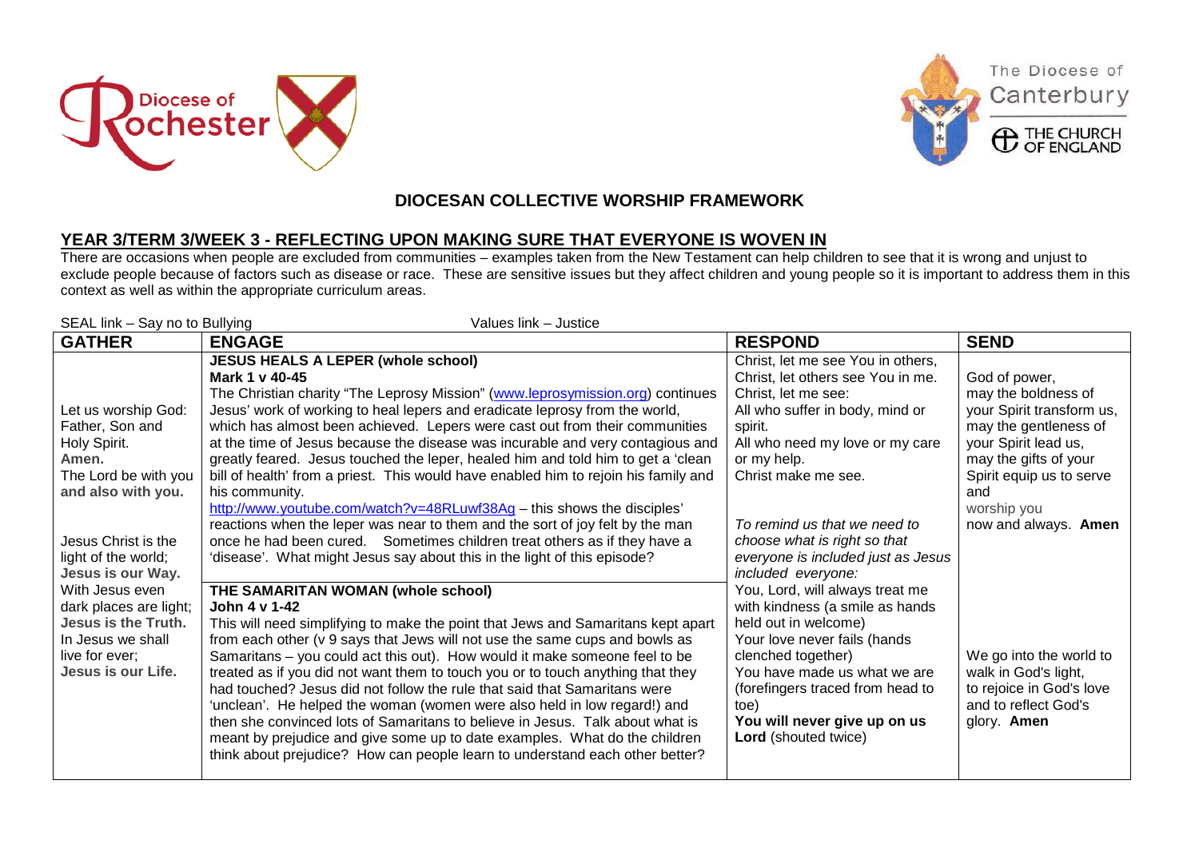## DIOCESAN COLLECTIVE WORSHIP FRAMEWORK

### YEAR 3/TERM 3/WEEK 3 - REFLECTING UPON MAKING SURE THAT EVERYONE IS WOVEN IN

There are occasions when people are excluded from communities – examples taken from the New Testament can help children to see that it is wrong and unjust to exclude people because of factors such as disease or race. These are sensitive issues but they affect children and young people so it is important to address them in this context as well as within the appropriate curriculum areas.

SEAL link – Say no to Bullying          Values link – Justice

| GATHER | ENGAGE | RESPOND | SEND |
|---|---|---|---|
| Let us worship God: Father, Son and Holy Spirit. **Amen.** The Lord be with you **and also with you.** Jesus Christ is the light of the world; **Jesus is our Way.** With Jesus even dark places are light; **Jesus is the Truth.** In Jesus we shall live for ever; **Jesus is our Life.** | **JESUS HEALS A LEPER (whole school)** **Mark 1 v 40-45** The Christian charity "The Leprosy Mission" (www.leprosymission.org) continues Jesus' work of working to heal lepers and eradicate leprosy from the world, which has almost been achieved. Lepers were cast out from their communities at the time of Jesus because the disease was incurable and very contagious and greatly feared. Jesus touched the leper, healed him and told him to get a 'clean bill of health' from a priest. This would have enabled him to rejoin his family and his community. http://www.youtube.com/watch?v=48RLuwf38Ag – this shows the disciples' reactions when the leper was near to them and the sort of joy felt by the man once he had been cured. Sometimes children treat others as if they have a 'disease'. What might Jesus say about this in the light of this episode? **THE SAMARITAN WOMAN (whole school)** **John 4 v 1-42** This will need simplifying to make the point that Jews and Samaritans kept apart from each other (v 9 says that Jews will not use the same cups and bowls as Samaritans – you could act this out). How would it make someone feel to be treated as if you did not want them to touch you or to touch anything that they had touched? Jesus did not follow the rule that said that Samaritans were 'unclean'. He helped the woman (women were also held in low regard!) and then she convinced lots of Samaritans to believe in Jesus. Talk about what is meant by prejudice and give some up to date examples. What do the children think about prejudice? How can people learn to understand each other better? | Christ, let me see You in others, Christ, let others see You in me. Christ, let me see: All who suffer in body, mind or spirit. All who need my love or my care or my help. Christ make me see. *To remind us that we need to choose what is right so that everyone is included just as Jesus included everyone:* You, Lord, will always treat me with kindness (a smile as hands held out in welcome) Your love never fails (hands clenched together) You have made us what we are (forefingers traced from head to toe) **You will never give up on us Lord** (shouted twice) | God of power, may the boldness of your Spirit transform us, may the gentleness of your Spirit lead us, may the gifts of your Spirit equip us to serve and worship you now and always. **Amen** We go into the world to walk in God's light, to rejoice in God's love and to reflect God's glory. **Amen** |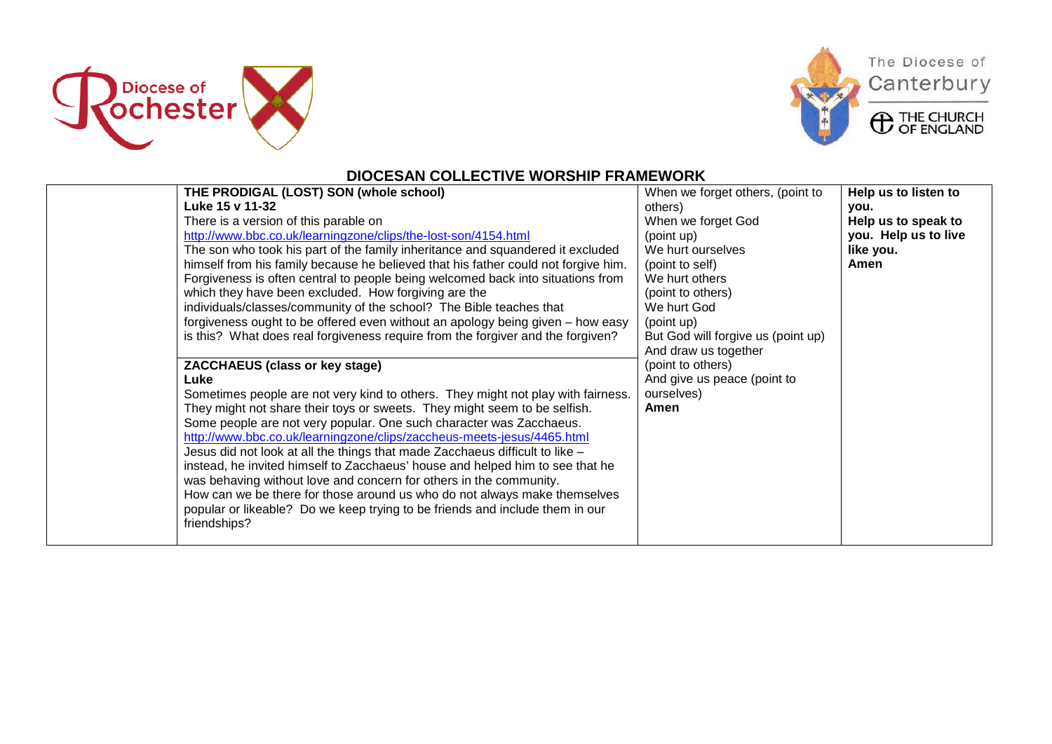Diocese of Rochester

The Diocese of Canterbury

THE CHURCH OF ENGLAND

## DIOCESAN COLLECTIVE WORSHIP FRAMEWORK

| | | | |
|---|---|---|---|
| | **THE PRODIGAL (LOST) SON (whole school)**<br>**Luke 15 v 11-32**<br>There is a version of this parable on<br>http://www.bbc.co.uk/learningzone/clips/the-lost-son/4154.html<br>The son who took his part of the family inheritance and squandered it excluded himself from his family because he believed that his father could not forgive him. Forgiveness is often central to people being welcomed back into situations from which they have been excluded. How forgiving are the individuals/classes/community of the school? The Bible teaches that forgiveness ought to be offered even without an apology being given – how easy is this? What does real forgiveness require from the forgiver and the forgiven?<br><br>**ZACCHAEUS (class or key stage)**<br>**Luke**<br>Sometimes people are not very kind to others. They might not play with fairness. They might not share their toys or sweets. They might seem to be selfish. Some people are not very popular. One such character was Zacchaeus.<br>http://www.bbc.co.uk/learningzone/clips/zaccheus-meets-jesus/4465.html<br>Jesus did not look at all the things that made Zacchaeus difficult to like – instead, he invited himself to Zacchaeus' house and helped him to see that he was behaving without love and concern for others in the community.<br>How can we be there for those around us who do not always make themselves popular or likeable? Do we keep trying to be friends and include them in our friendships? | When we forget others, (point to others)<br>When we forget God<br>(point up)<br>We hurt ourselves<br>(point to self)<br>We hurt others<br>(point to others)<br>We hurt God<br>(point up)<br>But God will forgive us (point up)<br>And draw us together<br>(point to others)<br>And give us peace (point to ourselves)<br>**Amen** | **Help us to listen to you.**<br>**Help us to speak to you. Help us to live like you.**<br>**Amen** |